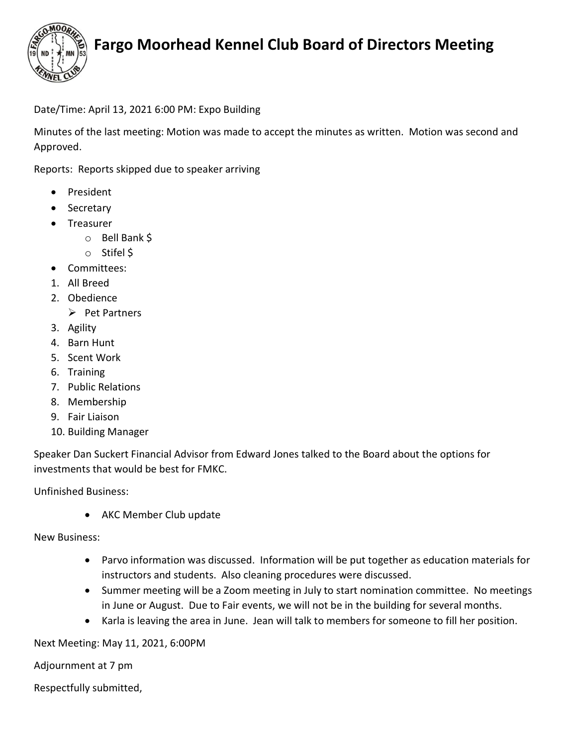# Fargo Moorhead Kennel Club Board of Directors Meeting

Date/Time: April 13, 2021 6:00 PM: Expo Building

Minutes of the last meeting: Motion was made to accept the minutes as written. Motion was second and Approved.

Reports: Reports skipped due to speaker arriving

- President
- Secretary
- Treasurer
  - Bell Bank $
  - Stifel $
- Committees:

1. All Breed
2. Obedience
   - Pet Partners
3. Agility
4. Barn Hunt
5. Scent Work
6. Training
7. Public Relations
8. Membership
9. Fair Liaison
10. Building Manager

Speaker Dan Suckert Financial Advisor from Edward Jones talked to the Board about the options for investments that would be best for FMKC.

Unfinished Business:

- AKC Member Club update

New Business:

- Parvo information was discussed. Information will be put together as education materials for instructors and students. Also cleaning procedures were discussed.
- Summer meeting will be a Zoom meeting in July to start nomination committee. No meetings in June or August. Due to Fair events, we will not be in the building for several months.
- Karla is leaving the area in June. Jean will talk to members for someone to fill her position.

Next Meeting: May 11, 2021, 6:00PM

Adjournment at 7 pm

Respectfully submitted,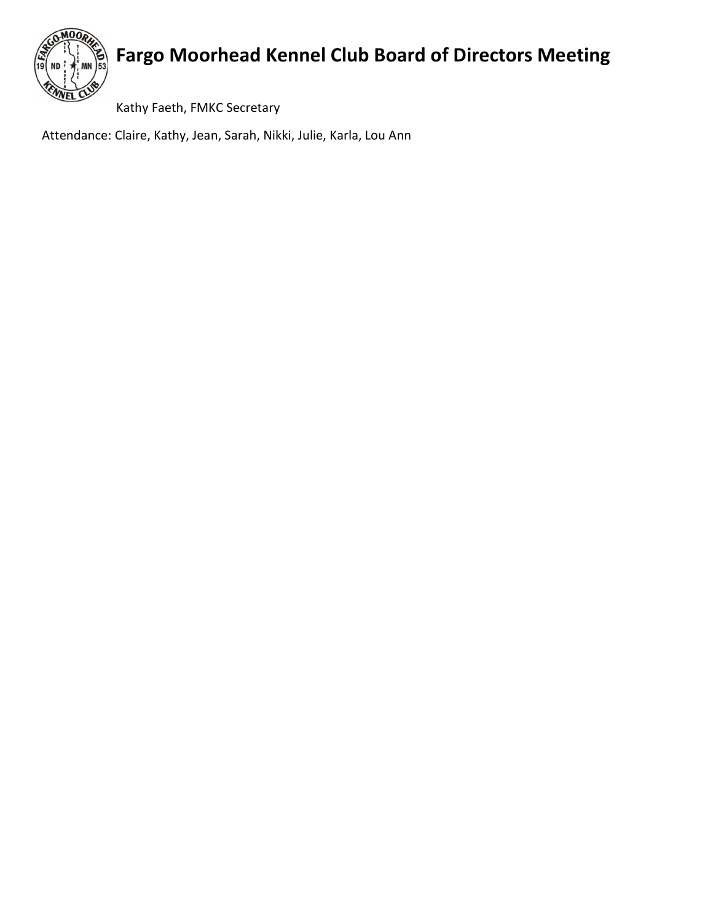# Fargo Moorhead Kennel Club Board of Directors Meeting

Kathy Faeth, FMKC Secretary

Attendance: Claire, Kathy, Jean, Sarah, Nikki, Julie, Karla, Lou Ann